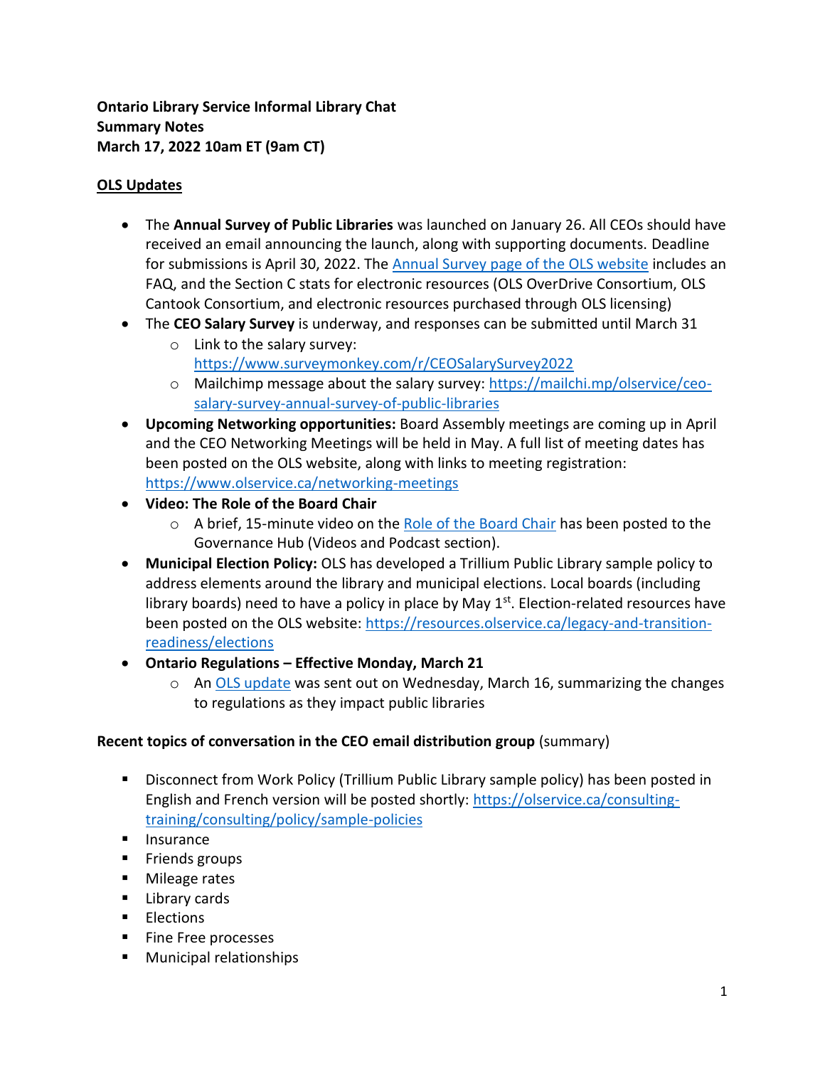**Ontario Library Service Informal Library Chat**
**Summary Notes**
**March 17, 2022 10am ET (9am CT)**

## OLS Updates

- The **Annual Survey of Public Libraries** was launched on January 26. All CEOs should have received an email announcing the launch, along with supporting documents. Deadline for submissions is April 30, 2022. The Annual Survey page of the OLS website includes an FAQ, and the Section C stats for electronic resources (OLS OverDrive Consortium, OLS Cantook Consortium, and electronic resources purchased through OLS licensing)
- The **CEO Salary Survey** is underway, and responses can be submitted until March 31
  - Link to the salary survey: https://www.surveymonkey.com/r/CEOSalarySurvey2022
  - Mailchimp message about the salary survey: https://mailchi.mp/olservice/ceo-salary-survey-annual-survey-of-public-libraries
- **Upcoming Networking opportunities:** Board Assembly meetings are coming up in April and the CEO Networking Meetings will be held in May. A full list of meeting dates has been posted on the OLS website, along with links to meeting registration: https://www.olservice.ca/networking-meetings
- **Video: The Role of the Board Chair**
  - A brief, 15-minute video on the Role of the Board Chair has been posted to the Governance Hub (Videos and Podcast section).
- **Municipal Election Policy:** OLS has developed a Trillium Public Library sample policy to address elements around the library and municipal elections. Local boards (including library boards) need to have a policy in place by May 1st. Election-related resources have been posted on the OLS website: https://resources.olservice.ca/legacy-and-transition-readiness/elections
- **Ontario Regulations – Effective Monday, March 21**
  - An OLS update was sent out on Wednesday, March 16, summarizing the changes to regulations as they impact public libraries

**Recent topics of conversation in the CEO email distribution group** (summary)

- Disconnect from Work Policy (Trillium Public Library sample policy) has been posted in English and French version will be posted shortly: https://olservice.ca/consulting-training/consulting/policy/sample-policies
- Insurance
- Friends groups
- Mileage rates
- Library cards
- Elections
- Fine Free processes
- Municipal relationships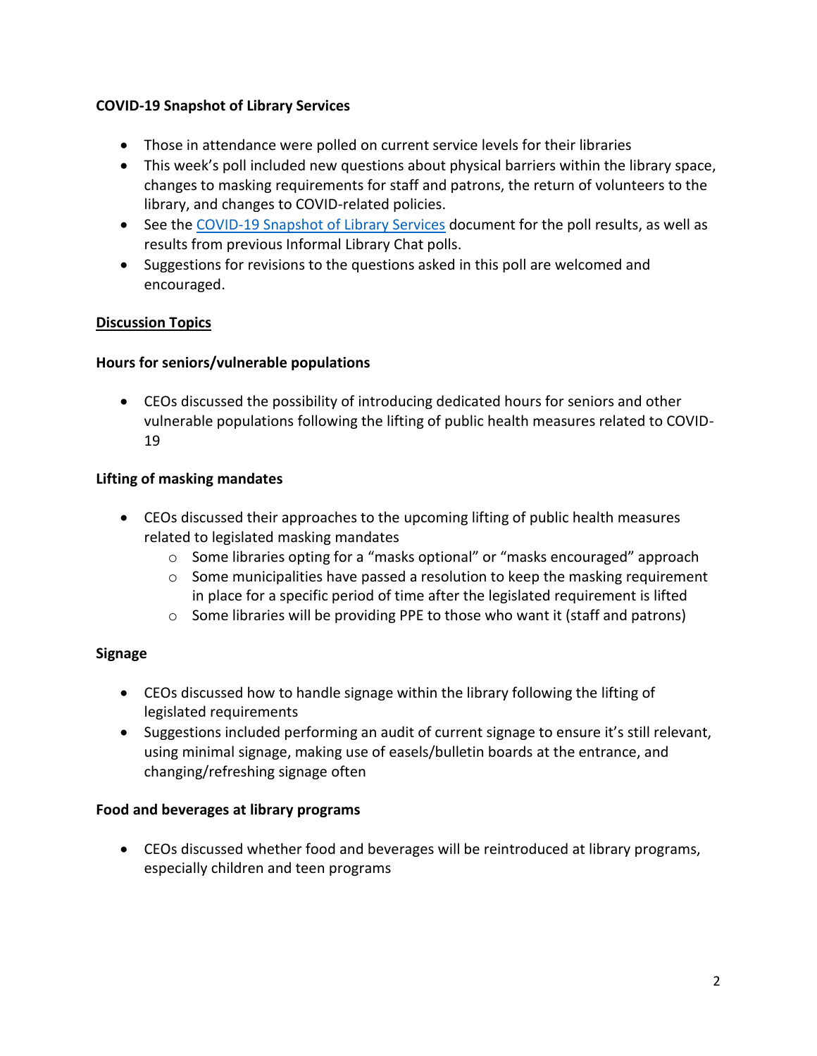**COVID-19 Snapshot of Library Services**

- Those in attendance were polled on current service levels for their libraries
- This week's poll included new questions about physical barriers within the library space, changes to masking requirements for staff and patrons, the return of volunteers to the library, and changes to COVID-related policies.
- See the COVID-19 Snapshot of Library Services document for the poll results, as well as results from previous Informal Library Chat polls.
- Suggestions for revisions to the questions asked in this poll are welcomed and encouraged.

**Discussion Topics**

**Hours for seniors/vulnerable populations**

- CEOs discussed the possibility of introducing dedicated hours for seniors and other vulnerable populations following the lifting of public health measures related to COVID-19

**Lifting of masking mandates**

- CEOs discussed their approaches to the upcoming lifting of public health measures related to legislated masking mandates
    - Some libraries opting for a "masks optional" or "masks encouraged" approach
    - Some municipalities have passed a resolution to keep the masking requirement in place for a specific period of time after the legislated requirement is lifted
    - Some libraries will be providing PPE to those who want it (staff and patrons)

**Signage**

- CEOs discussed how to handle signage within the library following the lifting of legislated requirements
- Suggestions included performing an audit of current signage to ensure it's still relevant, using minimal signage, making use of easels/bulletin boards at the entrance, and changing/refreshing signage often

**Food and beverages at library programs**

- CEOs discussed whether food and beverages will be reintroduced at library programs, especially children and teen programs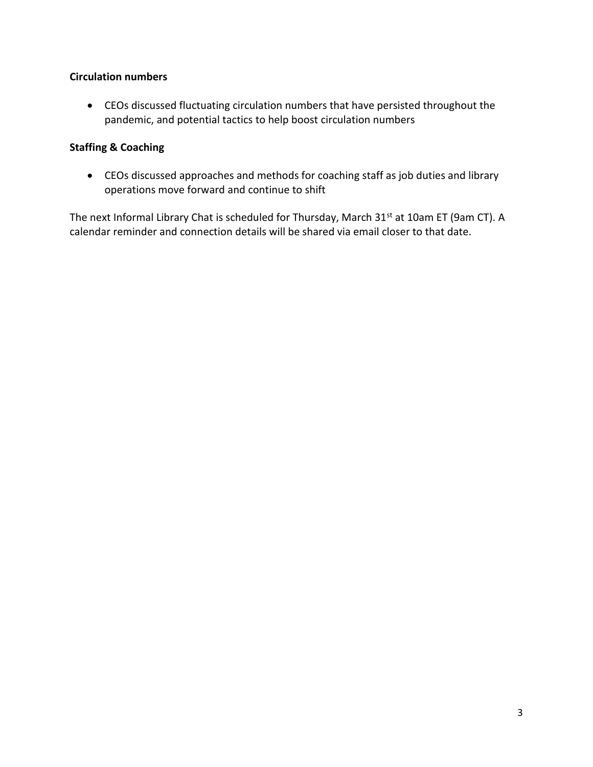**Circulation numbers**

- CEOs discussed fluctuating circulation numbers that have persisted throughout the pandemic, and potential tactics to help boost circulation numbers

**Staffing & Coaching**

- CEOs discussed approaches and methods for coaching staff as job duties and library operations move forward and continue to shift

The next Informal Library Chat is scheduled for Thursday, March 31st at 10am ET (9am CT). A calendar reminder and connection details will be shared via email closer to that date.